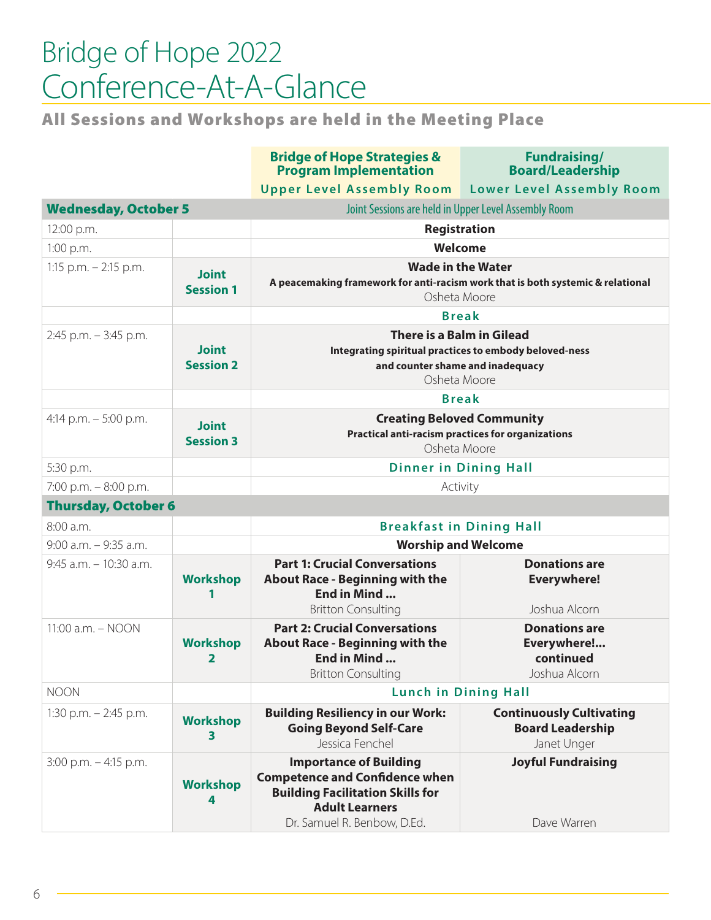# Bridge of Hope 2022 Conference-At-A-Glance

## All Sessions and Workshops are held in the Meeting Place

| | | Bridge of Hope Strategies & Program Implementation<br>Upper Level Assembly Room | Fundraising/ Board/Leadership<br>Lower Level Assembly Room |
|---|---|---|---|
| **Wednesday, October 5** | | Joint Sessions are held in Upper Level Assembly Room | |
| 12:00 p.m. | | **Registration** | |
| 1:00 p.m. | | **Welcome** | |
| 1:15 p.m. – 2:15 p.m. | **Joint Session 1** | **Wade in the Water**<br>**A peacemaking framework for anti-racism work that is both systemic & relational**<br>Osheta Moore | |
| | | **Break** | |
| 2:45 p.m. – 3:45 p.m. | **Joint Session 2** | **There is a Balm in Gilead**<br>**Integrating spiritual practices to embody beloved-ness and counter shame and inadequacy**<br>Osheta Moore | |
| | | **Break** | |
| 4:14 p.m. – 5:00 p.m. | **Joint Session 3** | **Creating Beloved Community**<br>**Practical anti-racism practices for organizations**<br>Osheta Moore | |
| 5:30 p.m. | | **Dinner in Dining Hall** | |
| 7:00 p.m. – 8:00 p.m. | | Activity | |
| **Thursday, October 6** | | | |
| 8:00 a.m. | | **Breakfast in Dining Hall** | |
| 9:00 a.m. – 9:35 a.m. | | **Worship and Welcome** | |
| 9:45 a.m. – 10:30 a.m. | **Workshop 1** | **Part 1: Crucial Conversations About Race - Beginning with the End in Mind ...**<br>Britton Consulting | **Donations are Everywhere!**<br>Joshua Alcorn |
| 11:00 a.m. – NOON | **Workshop 2** | **Part 2: Crucial Conversations About Race - Beginning with the End in Mind ...**<br>Britton Consulting | **Donations are Everywhere!... continued**<br>Joshua Alcorn |
| NOON | | **Lunch in Dining Hall** | |
| 1:30 p.m. – 2:45 p.m. | **Workshop 3** | **Building Resiliency in our Work: Going Beyond Self-Care**<br>Jessica Fenchel | **Continuously Cultivating Board Leadership**<br>Janet Unger |
| 3:00 p.m. – 4:15 p.m. | **Workshop 4** | **Importance of Building Competence and Confidence when Building Facilitation Skills for Adult Learners**<br>Dr. Samuel R. Benbow, D.Ed. | **Joyful Fundraising**<br>Dave Warren |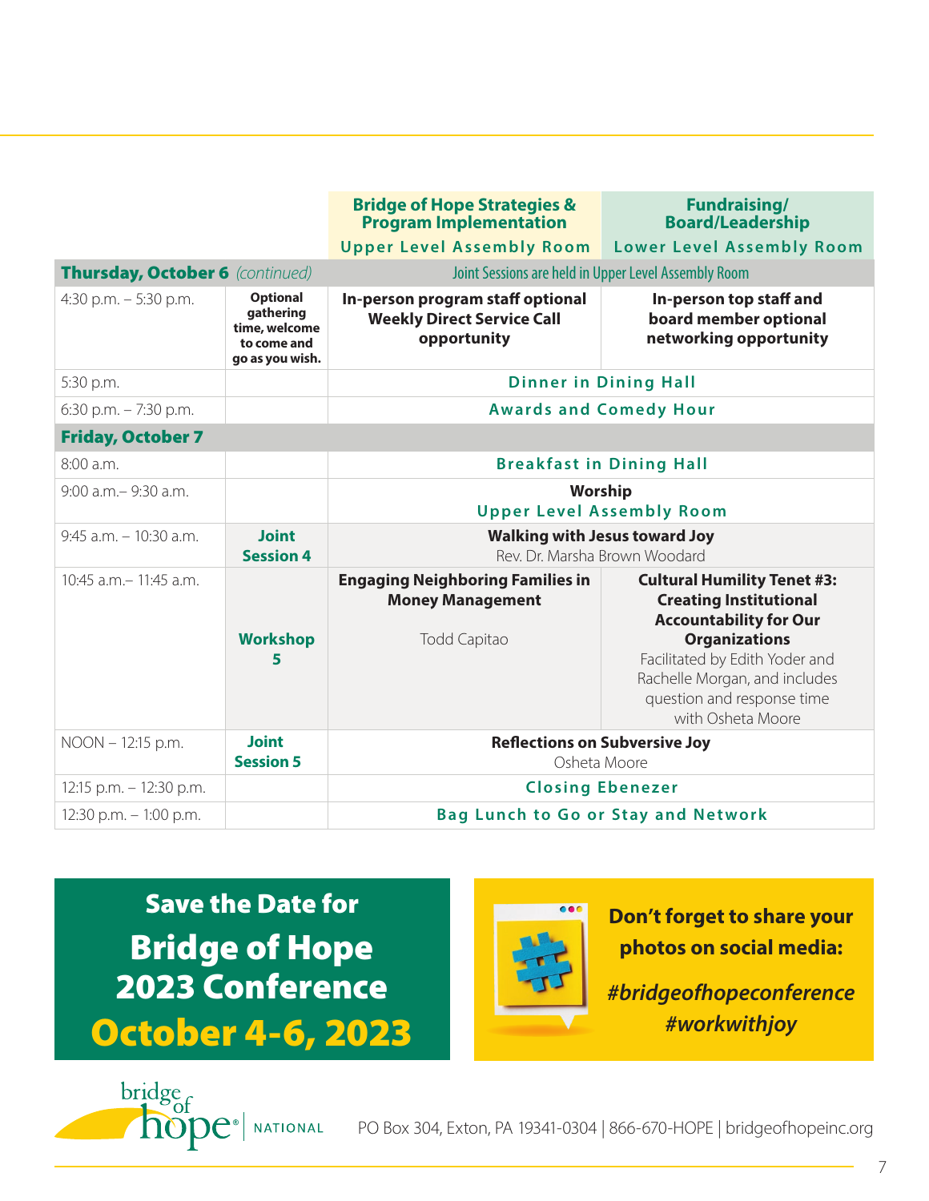| | | Bridge of Hope Strategies & Program Implementation<br>Upper Level Assembly Room | Fundraising/ Board/Leadership<br>Lower Level Assembly Room |
|---|---|---|---|
| **Thursday, October 6** *(continued)* | | Joint Sessions are held in Upper Level Assembly Room | |
| 4:30 p.m. – 5:30 p.m. | **Optional gathering time, welcome to come and go as you wish.** | **In-person program staff optional Weekly Direct Service Call opportunity** | **In-person top staff and board member optional networking opportunity** |
| 5:30 p.m. | | Dinner in Dining Hall | |
| 6:30 p.m. – 7:30 p.m. | | Awards and Comedy Hour | |
| **Friday, October 7** | | | |
| 8:00 a.m. | | Breakfast in Dining Hall | |
| 9:00 a.m.– 9:30 a.m. | | **Worship**<br>Upper Level Assembly Room | |
| 9:45 a.m. – 10:30 a.m. | **Joint Session 4** | **Walking with Jesus toward Joy**<br>Rev. Dr. Marsha Brown Woodard | |
| 10:45 a.m.– 11:45 a.m. | **Workshop 5** | **Engaging Neighboring Families in Money Management**<br>Todd Capitao | **Cultural Humility Tenet #3: Creating Institutional Accountability for Our Organizations**<br>Facilitated by Edith Yoder and Rachelle Morgan, and includes question and response time with Osheta Moore |
| NOON – 12:15 p.m. | **Joint Session 5** | **Reflections on Subversive Joy**<br>Osheta Moore | |
| 12:15 p.m. – 12:30 p.m. | | Closing Ebenezer | |
| 12:30 p.m. – 1:00 p.m. | | Bag Lunch to Go or Stay and Network | |

**Save the Date for**

**Bridge of Hope 2023 Conference**

**October 4-6, 2023**

**Don't forget to share your photos on social media:**

***#bridgeofhopeconference #workwithjoy***

bridge of hope® NATIONAL

PO Box 304, Exton, PA 19341-0304 | 866-670-HOPE | bridgeofhopeinc.org